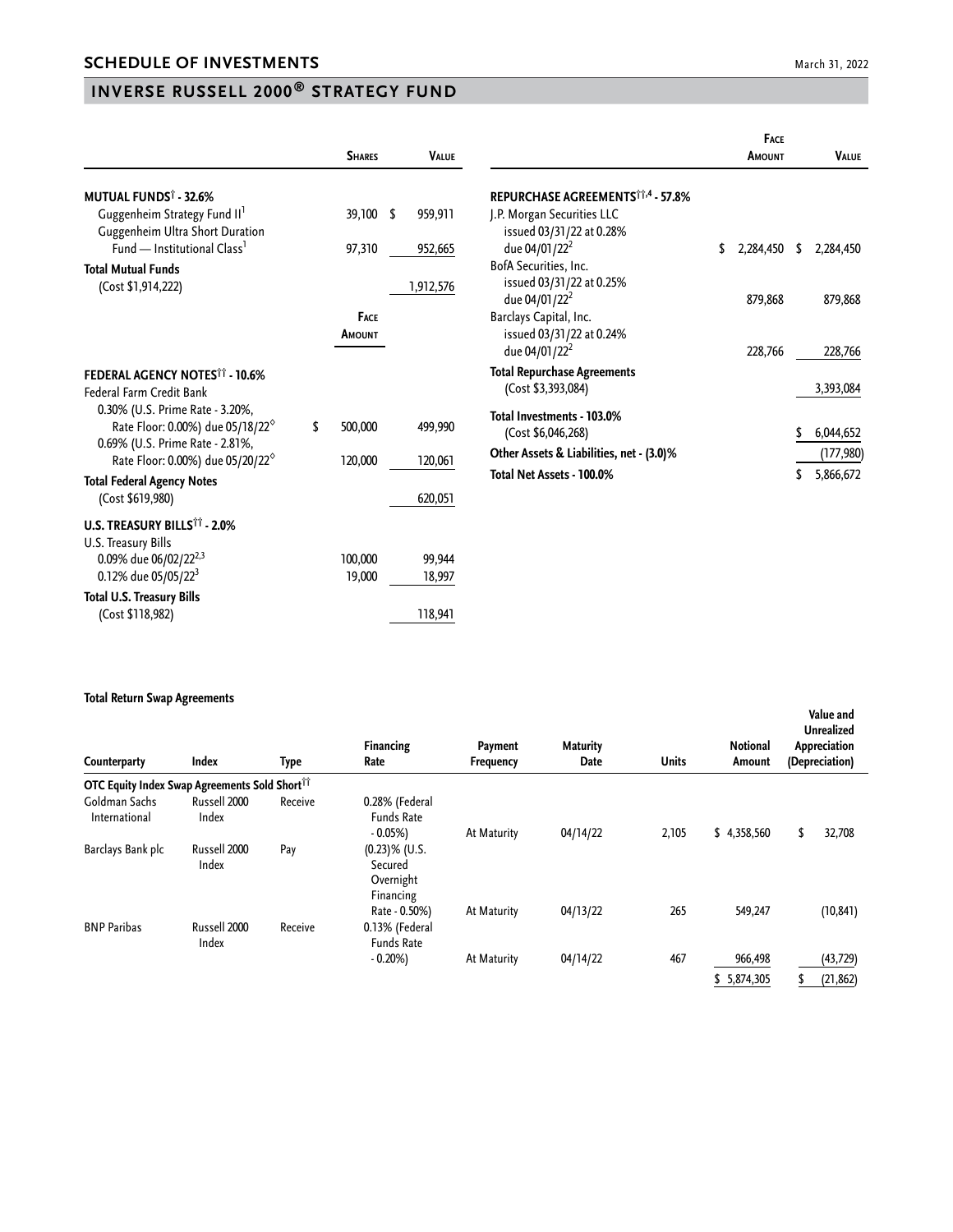## SCHEDULE OF INVESTMENTS

March 31, 2022

## INVERSE RUSSELL 2000® STRATEGY FUND

| | Shares | Value |
|---|---|---|
| **MUTUAL FUNDS† - 32.6%** | | |
| Guggenheim Strategy Fund II[1] | 39,100 | $ 959,911 |
| Guggenheim Ultra Short Duration Fund — Institutional Class[1] | 97,310 | 952,665 |
| **Total Mutual Funds** (Cost $1,914,222) | | 1,912,576 |

| | Face Amount | Value |
|---|---|---|
| **FEDERAL AGENCY NOTES†† - 10.6%** | | |
| Federal Farm Credit Bank | | |
| 0.30% (U.S. Prime Rate - 3.20%, Rate Floor: 0.00%) due 05/18/22◊ | $ 500,000 | 499,990 |
| 0.69% (U.S. Prime Rate - 2.81%, Rate Floor: 0.00%) due 05/20/22◊ | 120,000 | 120,061 |
| **Total Federal Agency Notes** (Cost $619,980) | | 620,051 |
| **U.S. TREASURY BILLS†† - 2.0%** | | |
| U.S. Treasury Bills | | |
| 0.09% due 06/02/22[2,3] | 100,000 | 99,944 |
| 0.12% due 05/05/22[3] | 19,000 | 18,997 |
| **Total U.S. Treasury Bills** (Cost $118,982) | | 118,941 |
| **REPURCHASE AGREEMENTS††,4 - 57.8%** | | |
| J.P. Morgan Securities LLC issued 03/31/22 at 0.28% due 04/01/22[2] | $ 2,284,450 | $ 2,284,450 |
| BofA Securities, Inc. issued 03/31/22 at 0.25% due 04/01/22[2] | 879,868 | 879,868 |
| Barclays Capital, Inc. issued 03/31/22 at 0.24% due 04/01/22[2] | 228,766 | 228,766 |
| **Total Repurchase Agreements** (Cost $3,393,084) | | 3,393,084 |
| **Total Investments - 103.0%** (Cost $6,046,268) | | $ 6,044,652 |
| **Other Assets & Liabilities, net - (3.0)%** | | (177,980) |
| **Total Net Assets - 100.0%** | | $ 5,866,672 |

**Total Return Swap Agreements**

| Counterparty | Index | Type | Financing Rate | Payment Frequency | Maturity Date | Units | Notional Amount | Value and Unrealized Appreciation (Depreciation) |
|---|---|---|---|---|---|---|---|---|
| **OTC Equity Index Swap Agreements Sold Short††** | | | | | | | | |
| Goldman Sachs International | Russell 2000 Index | Receive | 0.28% (Federal Funds Rate - 0.05%) | At Maturity | 04/14/22 | 2,105 | $ 4,358,560 | $ 32,708 |
| Barclays Bank plc | Russell 2000 Index | Pay | (0.23)% (U.S. Secured Overnight Financing Rate - 0.50%) | At Maturity | 04/13/22 | 265 | 549,247 | (10,841) |
| BNP Paribas | Russell 2000 Index | Receive | 0.13% (Federal Funds Rate - 0.20%) | At Maturity | 04/14/22 | 467 | 966,498 | (43,729) |
| | | | | | | | $ 5,874,305 | $ (21,862) |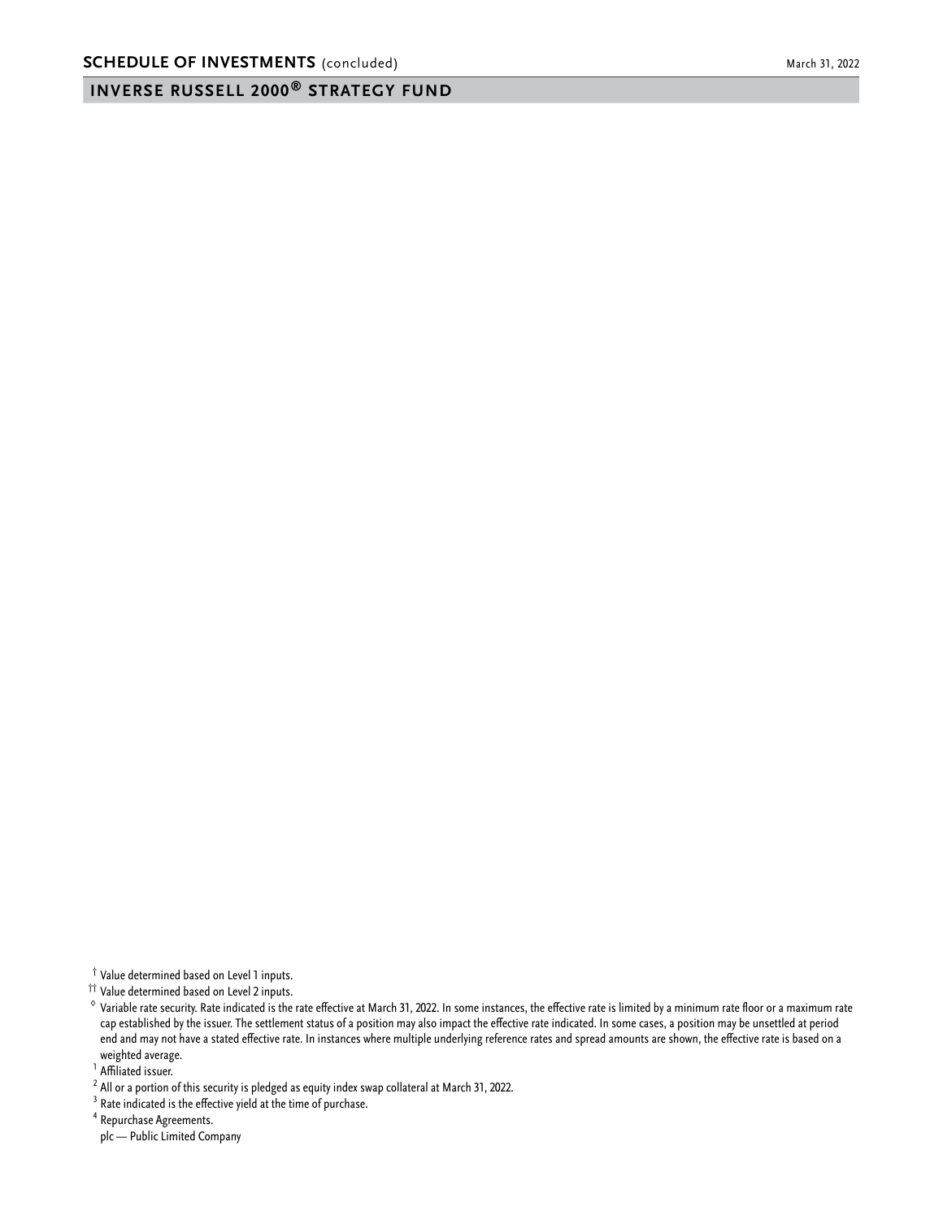## SCHEDULE OF INVESTMENTS (concluded)

March 31, 2022

## INVERSE RUSSELL 2000® STRATEGY FUND

† Value determined based on Level 1 inputs.

†† Value determined based on Level 2 inputs.

◊ Variable rate security. Rate indicated is the rate effective at March 31, 2022. In some instances, the effective rate is limited by a minimum rate floor or a maximum rate cap established by the issuer. The settlement status of a position may also impact the effective rate indicated. In some cases, a position may be unsettled at period end and may not have a stated effective rate. In instances where multiple underlying reference rates and spread amounts are shown, the effective rate is based on a weighted average.

[1] Affiliated issuer.

[2] All or a portion of this security is pledged as equity index swap collateral at March 31, 2022.

[3] Rate indicated is the effective yield at the time of purchase.

[4] Repurchase Agreements.

plc — Public Limited Company